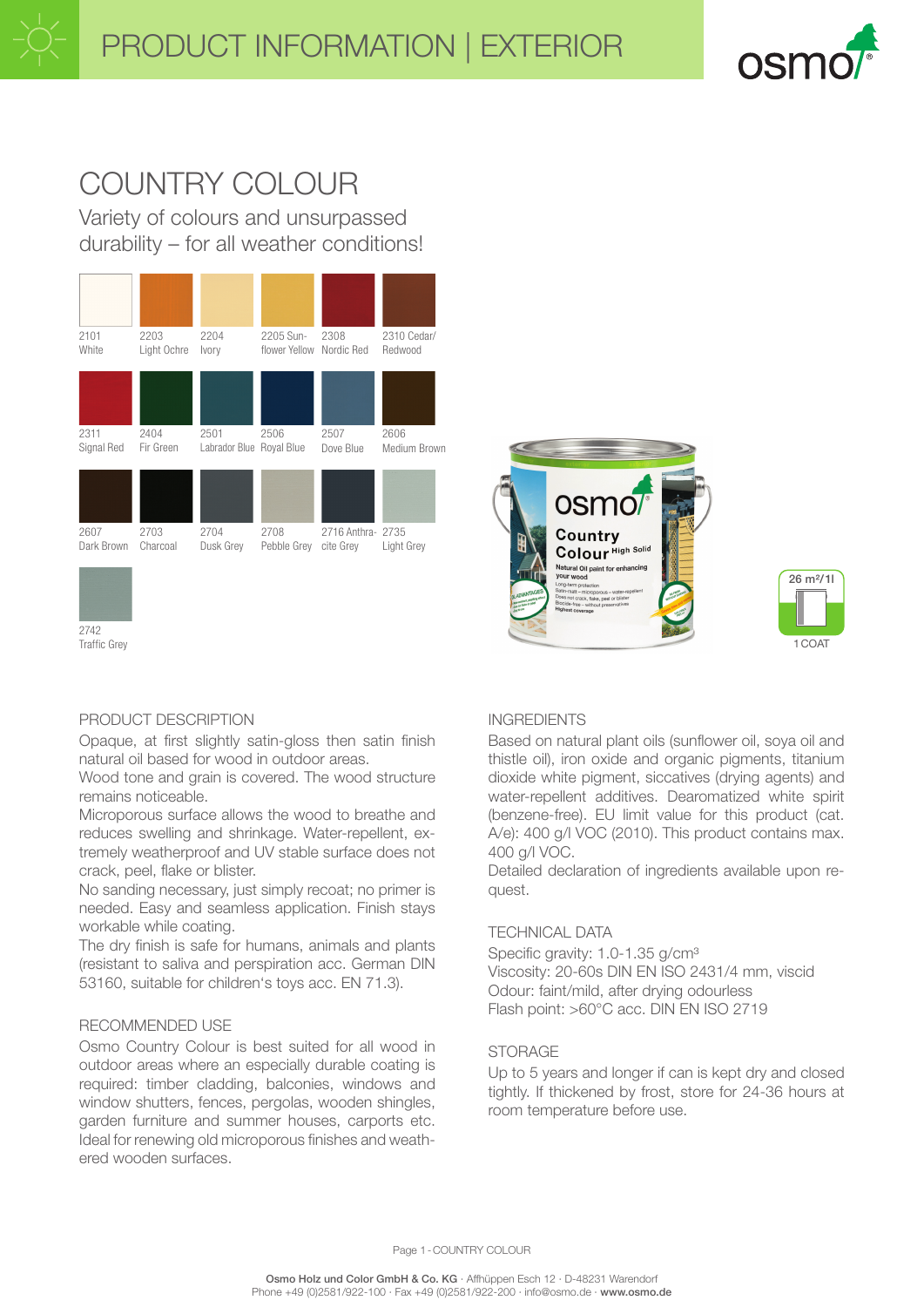# PRODUCT INFORMATION | EXTERIOR

# COUNTRY COLOUR

## Variety of colours and unsurpassed durability – for all weather conditions!

2101 White, 2203 Light Ochre, 2204 Ivory, 2205 Sunflower Yellow, 2308 Nordic Red, 2310 Cedar/Redwood

2311 Signal Red, 2404 Fir Green, 2501 Labrador Blue, 2506 Royal Blue, 2507 Dove Blue, 2606 Medium Brown

2607 Dark Brown, 2703 Charcoal, 2704 Dusk Grey, 2708 Pebble Grey, 2716 Anthracite Grey, 2735 Light Grey

2742 Traffic Grey

26 m²/1l

1 COAT

### PRODUCT DESCRIPTION

Opaque, at first slightly satin-gloss then satin finish natural oil based for wood in outdoor areas.
Wood tone and grain is covered. The wood structure remains noticeable.
Microporous surface allows the wood to breathe and reduces swelling and shrinkage. Water-repellent, extremely weatherproof and UV stable surface does not crack, peel, flake or blister.
No sanding necessary, just simply recoat; no primer is needed. Easy and seamless application. Finish stays workable while coating.
The dry finish is safe for humans, animals and plants (resistant to saliva and perspiration acc. German DIN 53160, suitable for children's toys acc. EN 71.3).

### RECOMMENDED USE

Osmo Country Colour is best suited for all wood in outdoor areas where an especially durable coating is required: timber cladding, balconies, windows and window shutters, fences, pergolas, wooden shingles, garden furniture and summer houses, carports etc.
Ideal for renewing old microporous finishes and weathered wooden surfaces.

### INGREDIENTS

Based on natural plant oils (sunflower oil, soya oil and thistle oil), iron oxide and organic pigments, titanium dioxide white pigment, siccatives (drying agents) and water-repellent additives. Dearomatized white spirit (benzene-free). EU limit value for this product (cat. A/e): 400 g/l VOC (2010). This product contains max. 400 g/l VOC.
Detailed declaration of ingredients available upon request.

### TECHNICAL DATA

Specific gravity: 1.0-1.35 g/cm³
Viscosity: 20-60s DIN EN ISO 2431/4 mm, viscid
Odour: faint/mild, after drying odourless
Flash point: >60°C acc. DIN EN ISO 2719

### STORAGE

Up to 5 years and longer if can is kept dry and closed tightly. If thickened by frost, store for 24-36 hours at room temperature before use.

**Osmo Holz und Color GmbH & Co. KG** · Affhüppen Esch 12 · D-48231 Warendorf
Phone +49 (0)2581/922-100 · Fax +49 (0)2581/922-200 · info@osmo.de · **www.osmo.de**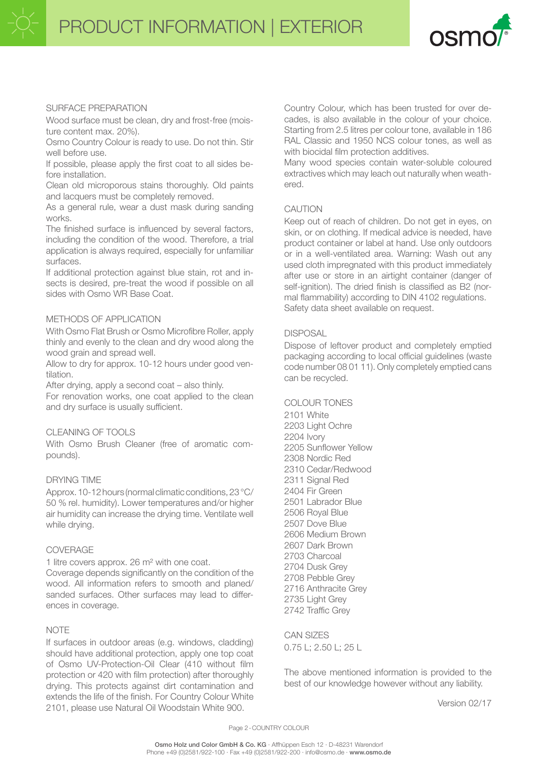# PRODUCT INFORMATION | EXTERIOR

## SURFACE PREPARATION

Wood surface must be clean, dry and frost-free (moisture content max. 20%).

Osmo Country Colour is ready to use. Do not thin. Stir well before use.

If possible, please apply the first coat to all sides before installation.

Clean old microporous stains thoroughly. Old paints and lacquers must be completely removed.

As a general rule, wear a dust mask during sanding works.

The finished surface is influenced by several factors, including the condition of the wood. Therefore, a trial application is always required, especially for unfamiliar surfaces.

If additional protection against blue stain, rot and insects is desired, pre-treat the wood if possible on all sides with Osmo WR Base Coat.

## METHODS OF APPLICATION

With Osmo Flat Brush or Osmo Microfibre Roller, apply thinly and evenly to the clean and dry wood along the wood grain and spread well.

Allow to dry for approx. 10-12 hours under good ventilation.

After drying, apply a second coat – also thinly.

For renovation works, one coat applied to the clean and dry surface is usually sufficient.

## CLEANING OF TOOLS

With Osmo Brush Cleaner (free of aromatic compounds).

## DRYING TIME

Approx. 10-12 hours (normal climatic conditions, 23 °C/ 50 % rel. humidity). Lower temperatures and/or higher air humidity can increase the drying time. Ventilate well while drying.

## COVERAGE

1 litre covers approx. 26 m² with one coat.

Coverage depends significantly on the condition of the wood. All information refers to smooth and planed/ sanded surfaces. Other surfaces may lead to differences in coverage.

## NOTE

If surfaces in outdoor areas (e.g. windows, cladding) should have additional protection, apply one top coat of Osmo UV-Protection-Oil Clear (410 without film protection or 420 with film protection) after thoroughly drying. This protects against dirt contamination and extends the life of the finish. For Country Colour White 2101, please use Natural Oil Woodstain White 900.

Country Colour, which has been trusted for over decades, is also available in the colour of your choice. Starting from 2.5 litres per colour tone, available in 186 RAL Classic and 1950 NCS colour tones, as well as with biocidal film protection additives.

Many wood species contain water-soluble coloured extractives which may leach out naturally when weathered.

## CAUTION

Keep out of reach of children. Do not get in eyes, on skin, or on clothing. If medical advice is needed, have product container or label at hand. Use only outdoors or in a well-ventilated area. Warning: Wash out any used cloth impregnated with this product immediately after use or store in an airtight container (danger of self-ignition). The dried finish is classified as B2 (normal flammability) according to DIN 4102 regulations. Safety data sheet available on request.

## DISPOSAL

Dispose of leftover product and completely emptied packaging according to local official guidelines (waste code number 08 01 11). Only completely emptied cans can be recycled.

## COLOUR TONES

2101 White
2203 Light Ochre
2204 Ivory
2205 Sunflower Yellow
2308 Nordic Red
2310 Cedar/Redwood
2311 Signal Red
2404 Fir Green
2501 Labrador Blue
2506 Royal Blue
2507 Dove Blue
2606 Medium Brown
2607 Dark Brown
2703 Charcoal
2704 Dusk Grey
2708 Pebble Grey
2716 Anthracite Grey
2735 Light Grey
2742 Traffic Grey

## CAN SIZES

0.75 L; 2.50 L; 25 L

The above mentioned information is provided to the best of our knowledge however without any liability.

Version 02/17

**Osmo Holz und Color GmbH & Co. KG** · Affhüppen Esch 12 · D-48231 Warendorf
Phone +49 (0)2581/922-100 · Fax +49 (0)2581/922-200 · info@osmo.de · **www.osmo.de**